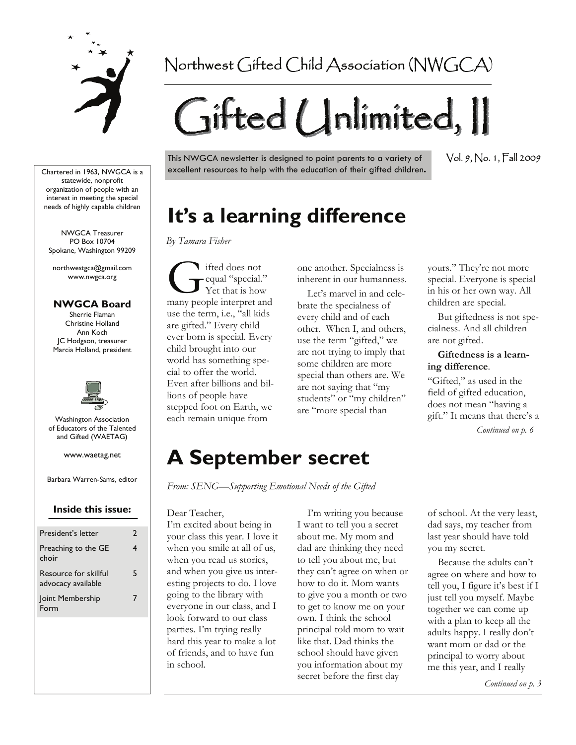Northwest Gifted Child Association (NWGCA)

# Gifted Unlimited, II

This NWGCA newsletter is designed to point parents to a variety of excellent resources to help with the education of their gifted children.

Vol. 9, No. 1, Fall 2009

Chartered in 1963, NWGCA is a statewide, nonprofit organization of people with an interest in meeting the special needs of highly capable children

NWGCA Treasurer
PO Box 10704
Spokane, Washington 99209

northwestgca@gmail.com
www.nwgca.org

**NWGCA Board**

Sherrie Flaman
Christine Holland
Ann Koch
JC Hodgson, treasurer
Marcia Holland, president

Washington Association of Educators of the Talented and Gifted (WAETAG)

www.waetag.net

Barbara Warren-Sams, editor

**Inside this issue:**

| | |
|---|---|
| President's letter | 2 |
| Preaching to the GE choir | 4 |
| Resource for skillful advocacy available | 5 |
| Joint Membership Form | 7 |

## It's a learning difference

*By Tamara Fisher*

Gifted does not equal "special." Yet that is how many people interpret and use the term, i.e., "all kids are gifted." Every child ever born is special. Every child brought into our world has something special to offer the world. Even after billions and billions of people have stepped foot on Earth, we each remain unique from one another. Specialness is inherent in our humanness.

Let's marvel in and celebrate the specialness of every child and of each other. When I, and others, use the term "gifted," we are not trying to imply that some children are more special than others are. We are not saying that "my students" or "my children" are "more special than yours." They're not more special. Everyone is special in his or her own way. All children are special.

But giftedness is not specialness. And all children are not gifted.

**Giftedness is a learning difference**.

"Gifted," as used in the field of gifted education, does not mean "having a gift." It means that there's a

*Continued on p. 6*

## A September secret

*From: SENG—Supporting Emotional Needs of the Gifted*

Dear Teacher,

I'm excited about being in your class this year. I love it when you smile at all of us, when you read us stories, and when you give us interesting projects to do. I love going to the library with everyone in our class, and I look forward to our class parties. I'm trying really hard this year to make a lot of friends, and to have fun in school.

I'm writing you because I want to tell you a secret about me. My mom and dad are thinking they need to tell you about me, but they can't agree on when or how to do it. Mom wants to give you a month or two to get to know me on your own. I think the school principal told mom to wait like that. Dad thinks the school should have given you information about my secret before the first day of school. At the very least, dad says, my teacher from last year should have told you my secret.

Because the adults can't agree on where and how to tell you, I figure it's best if I just tell you myself. Maybe together we can come up with a plan to keep all the adults happy. I really don't want mom or dad or the principal to worry about me this year, and I really

*Continued on p. 3*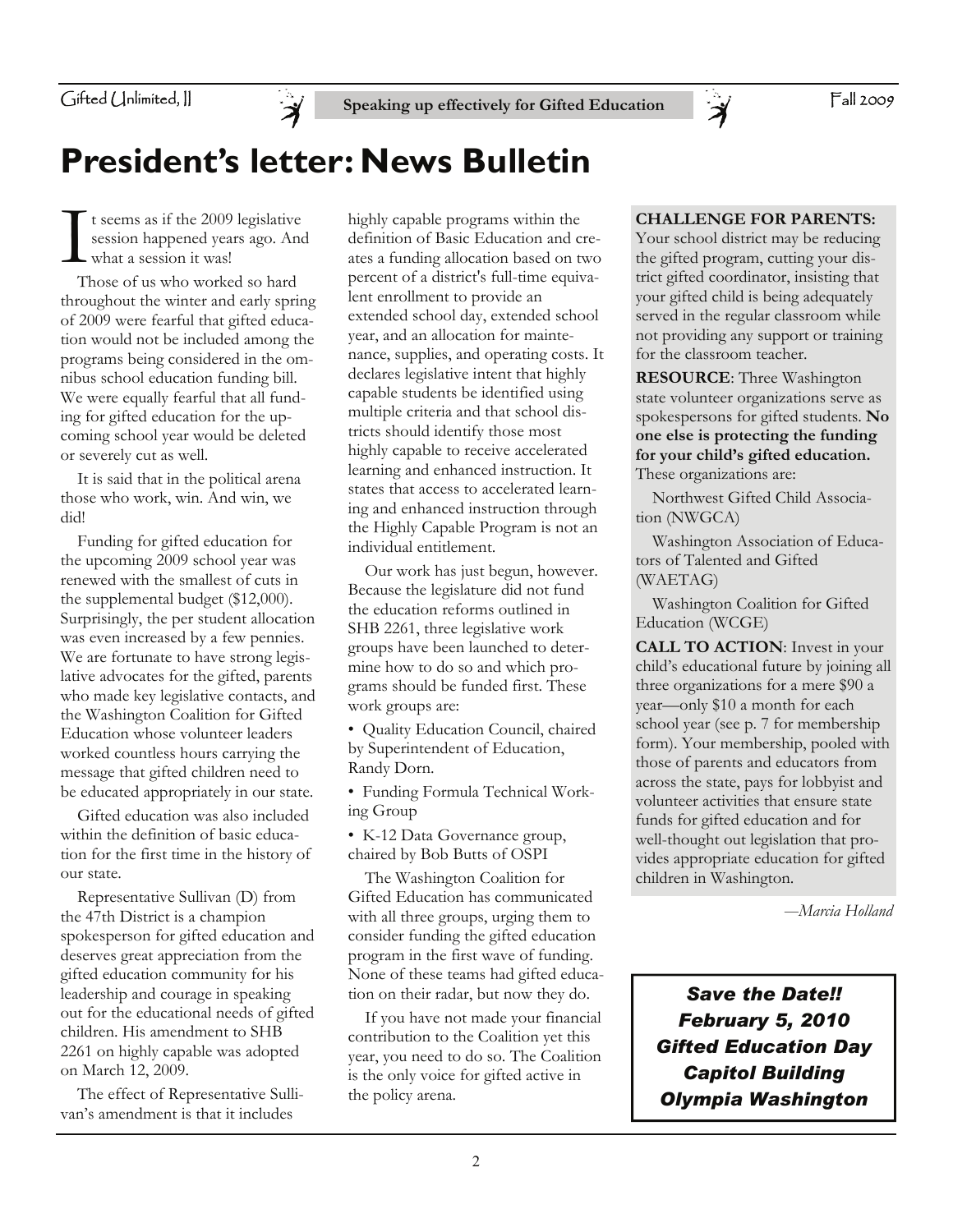# President's letter: News Bulletin

It seems as if the 2009 legislative session happened years ago. And what a session it was!

Those of us who worked so hard throughout the winter and early spring of 2009 were fearful that gifted education would not be included among the programs being considered in the omnibus school education funding bill. We were equally fearful that all funding for gifted education for the upcoming school year would be deleted or severely cut as well.

It is said that in the political arena those who work, win. And win, we did!

Funding for gifted education for the upcoming 2009 school year was renewed with the smallest of cuts in the supplemental budget ($12,000). Surprisingly, the per student allocation was even increased by a few pennies. We are fortunate to have strong legislative advocates for the gifted, parents who made key legislative contacts, and the Washington Coalition for Gifted Education whose volunteer leaders worked countless hours carrying the message that gifted children need to be educated appropriately in our state.

Gifted education was also included within the definition of basic education for the first time in the history of our state.

Representative Sullivan (D) from the 47th District is a champion spokesperson for gifted education and deserves great appreciation from the gifted education community for his leadership and courage in speaking out for the educational needs of gifted children. His amendment to SHB 2261 on highly capable was adopted on March 12, 2009.

The effect of Representative Sullivan's amendment is that it includes highly capable programs within the definition of Basic Education and creates a funding allocation based on two percent of a district's full-time equivalent enrollment to provide an extended school day, extended school year, and an allocation for maintenance, supplies, and operating costs. It declares legislative intent that highly capable students be identified using multiple criteria and that school districts should identify those most highly capable to receive accelerated learning and enhanced instruction. It states that access to accelerated learning and enhanced instruction through the Highly Capable Program is not an individual entitlement.

Our work has just begun, however. Because the legislature did not fund the education reforms outlined in SHB 2261, three legislative work groups have been launched to determine how to do so and which programs should be funded first. These work groups are:

- Quality Education Council, chaired by Superintendent of Education, Randy Dorn.
- Funding Formula Technical Working Group
- K-12 Data Governance group, chaired by Bob Butts of OSPI

The Washington Coalition for Gifted Education has communicated with all three groups, urging them to consider funding the gifted education program in the first wave of funding. None of these teams had gifted education on their radar, but now they do.

If you have not made your financial contribution to the Coalition yet this year, you need to do so. The Coalition is the only voice for gifted active in the policy arena.

**CHALLENGE FOR PARENTS:** Your school district may be reducing the gifted program, cutting your district gifted coordinator, insisting that your gifted child is being adequately served in the regular classroom while not providing any support or training for the classroom teacher.

**RESOURCE**: Three Washington state volunteer organizations serve as spokespersons for gifted students. **No one else is protecting the funding for your child's gifted education.** These organizations are:

Northwest Gifted Child Association (NWGCA)

Washington Association of Educators of Talented and Gifted (WAETAG)

Washington Coalition for Gifted Education (WCGE)

**CALL TO ACTION**: Invest in your child's educational future by joining all three organizations for a mere $90 a year—only $10 a month for each school year (see p. 7 for membership form). Your membership, pooled with those of parents and educators from across the state, pays for lobbyist and volunteer activities that ensure state funds for gifted education and for well-thought out legislation that provides appropriate education for gifted children in Washington.

*—Marcia Holland*

***Save the Date!!***
***February 5, 2010***
***Gifted Education Day***
***Capitol Building***
***Olympia Washington***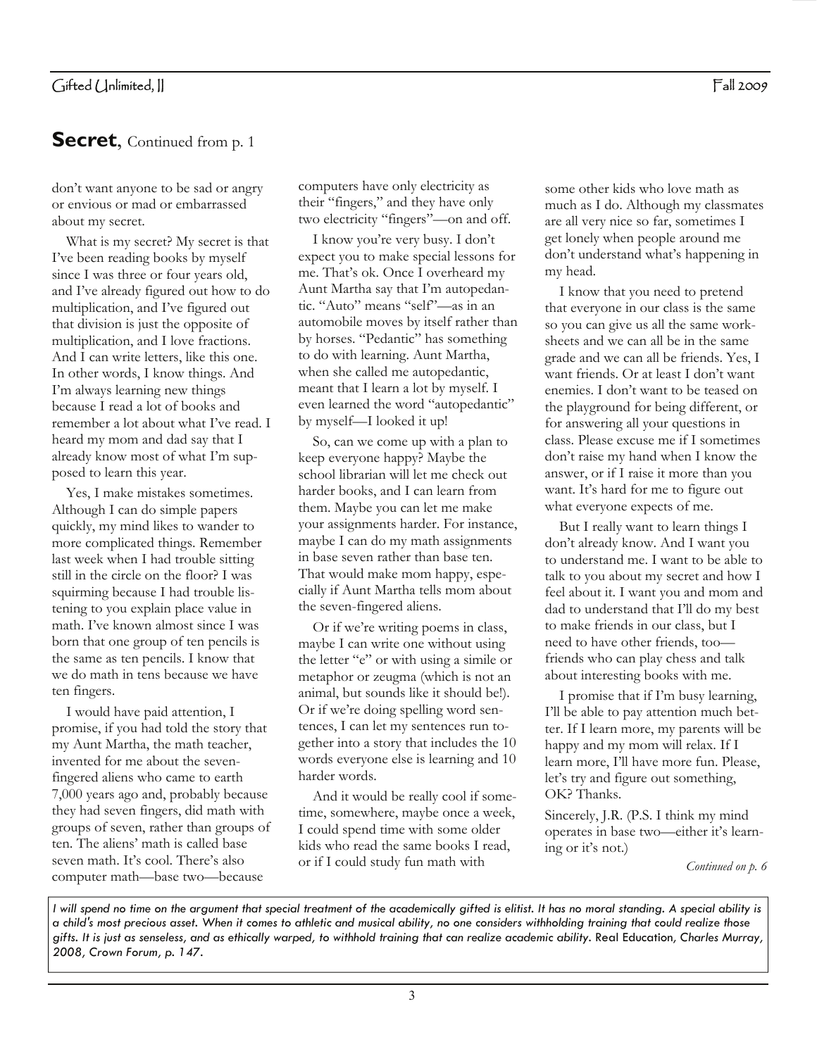## **Secret**, Continued from p. 1

don't want anyone to be sad or angry or envious or mad or embarrassed about my secret.

What is my secret? My secret is that I've been reading books by myself since I was three or four years old, and I've already figured out how to do multiplication, and I've figured out that division is just the opposite of multiplication, and I love fractions. And I can write letters, like this one. In other words, I know things. And I'm always learning new things because I read a lot of books and remember a lot about what I've read. I heard my mom and dad say that I already know most of what I'm supposed to learn this year.

Yes, I make mistakes sometimes. Although I can do simple papers quickly, my mind likes to wander to more complicated things. Remember last week when I had trouble sitting still in the circle on the floor? I was squirming because I had trouble listening to you explain place value in math. I've known almost since I was born that one group of ten pencils is the same as ten pencils. I know that we do math in tens because we have ten fingers.

I would have paid attention, I promise, if you had told the story that my Aunt Martha, the math teacher, invented for me about the seven-fingered aliens who came to earth 7,000 years ago and, probably because they had seven fingers, did math with groups of seven, rather than groups of ten. The aliens' math is called base seven math. It's cool. There's also computer math—base two—because computers have only electricity as their "fingers," and they have only two electricity "fingers"—on and off.

I know you're very busy. I don't expect you to make special lessons for me. That's ok. Once I overheard my Aunt Martha say that I'm autopedantic. "Auto" means "self"—as in an automobile moves by itself rather than by horses. "Pedantic" has something to do with learning. Aunt Martha, when she called me autopedantic, meant that I learn a lot by myself. I even learned the word "autopedantic" by myself—I looked it up!

So, can we come up with a plan to keep everyone happy? Maybe the school librarian will let me check out harder books, and I can learn from them. Maybe you can let me make your assignments harder. For instance, maybe I can do my math assignments in base seven rather than base ten. That would make mom happy, especially if Aunt Martha tells mom about the seven-fingered aliens.

Or if we're writing poems in class, maybe I can write one without using the letter "e" or with using a simile or metaphor or zeugma (which is not an animal, but sounds like it should be!). Or if we're doing spelling word sentences, I can let my sentences run together into a story that includes the 10 words everyone else is learning and 10 harder words.

And it would be really cool if sometime, somewhere, maybe once a week, I could spend time with some older kids who read the same books I read, or if I could study fun math with some other kids who love math as much as I do. Although my classmates are all very nice so far, sometimes I get lonely when people around me don't understand what's happening in my head.

I know that you need to pretend that everyone in our class is the same so you can give us all the same worksheets and we can all be in the same grade and we can all be friends. Yes, I want friends. Or at least I don't want enemies. I don't want to be teased on the playground for being different, or for answering all your questions in class. Please excuse me if I sometimes don't raise my hand when I know the answer, or if I raise it more than you want. It's hard for me to figure out what everyone expects of me.

But I really want to learn things I don't already know. And I want you to understand me. I want to be able to talk to you about my secret and how I feel about it. I want you and mom and dad to understand that I'll do my best to make friends in our class, but I need to have other friends, too—friends who can play chess and talk about interesting books with me.

I promise that if I'm busy learning, I'll be able to pay attention much better. If I learn more, my parents will be happy and my mom will relax. If I learn more, I'll have more fun. Please, let's try and figure out something, OK? Thanks.

Sincerely, J.R. (P.S. I think my mind operates in base two—either it's learning or it's not.)

*Continued on p. 6*

*I will spend no time on the argument that special treatment of the academically gifted is elitist. It has no moral standing. A special ability is a child's most precious asset. When it comes to athletic and musical ability, no one considers withholding training that could realize those gifts. It is just as senseless, and as ethically warped, to withhold training that can realize academic ability.* Real Education, *Charles Murray, 2008, Crown Forum, p. 147.*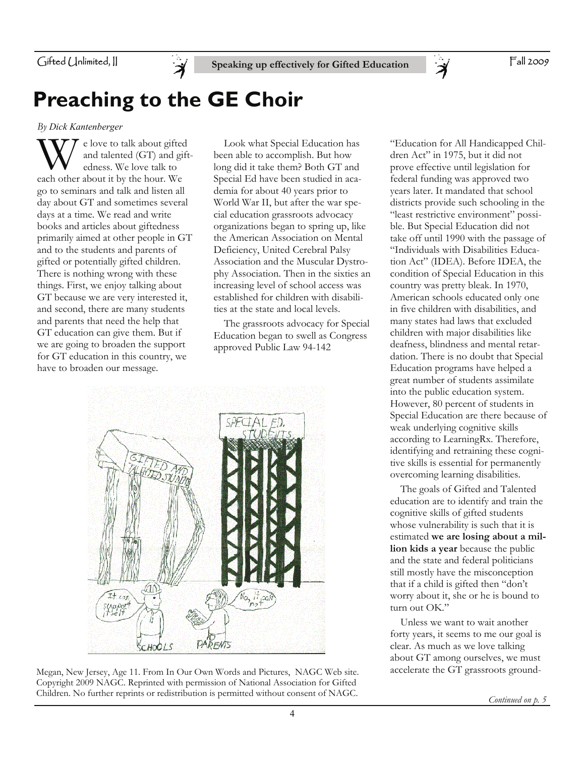# Preaching to the GE Choir

*By Dick Kantenberger*

We love to talk about gifted and talented (GT) and giftedness. We love talk to each other about it by the hour. We go to seminars and talk and listen all day about GT and sometimes several days at a time. We read and write books and articles about giftedness primarily aimed at other people in GT and to the students and parents of gifted or potentially gifted children. There is nothing wrong with these things. First, we enjoy talking about GT because we are very interested it, and second, there are many students and parents that need the help that GT education can give them. But if we are going to broaden the support for GT education in this country, we have to broaden our message.

Look what Special Education has been able to accomplish. But how long did it take them? Both GT and Special Ed have been studied in academia for about 40 years prior to World War II, but after the war special education grassroots advocacy organizations began to spring up, like the American Association on Mental Deficiency, United Cerebral Palsy Association and the Muscular Dystrophy Association. Then in the sixties an increasing level of school access was established for children with disabilities at the state and local levels.

The grassroots advocacy for Special Education began to swell as Congress approved Public Law 94-142 "Education for All Handicapped Children Act" in 1975, but it did not prove effective until legislation for federal funding was approved two years later. It mandated that school districts provide such schooling in the "least restrictive environment" possible. But Special Education did not take off until 1990 with the passage of "Individuals with Disabilities Education Act" (IDEA). Before IDEA, the condition of Special Education in this country was pretty bleak. In 1970, American schools educated only one in five children with disabilities, and many states had laws that excluded children with major disabilities like deafness, blindness and mental retardation. There is no doubt that Special Education programs have helped a great number of students assimilate into the public education system. However, 80 percent of students in Special Education are there because of weak underlying cognitive skills according to LearningRx. Therefore, identifying and retraining these cognitive skills is essential for permanently overcoming learning disabilities.

The goals of Gifted and Talented education are to identify and train the cognitive skills of gifted students whose vulnerability is such that it is estimated **we are losing about a million kids a year** because the public and the state and federal politicians still mostly have the misconception that if a child is gifted then "don't worry about it, she or he is bound to turn out OK."

Unless we want to wait another forty years, it seems to me our goal is clear. As much as we love talking about GT among ourselves, we must accelerate the GT grassroots ground-

Megan, New Jersey, Age 11. From In Our Own Words and Pictures, NAGC Web site. Copyright 2009 NAGC. Reprinted with permission of National Association for Gifted Children. No further reprints or redistribution is permitted without consent of NAGC.

*Continued on p. 5*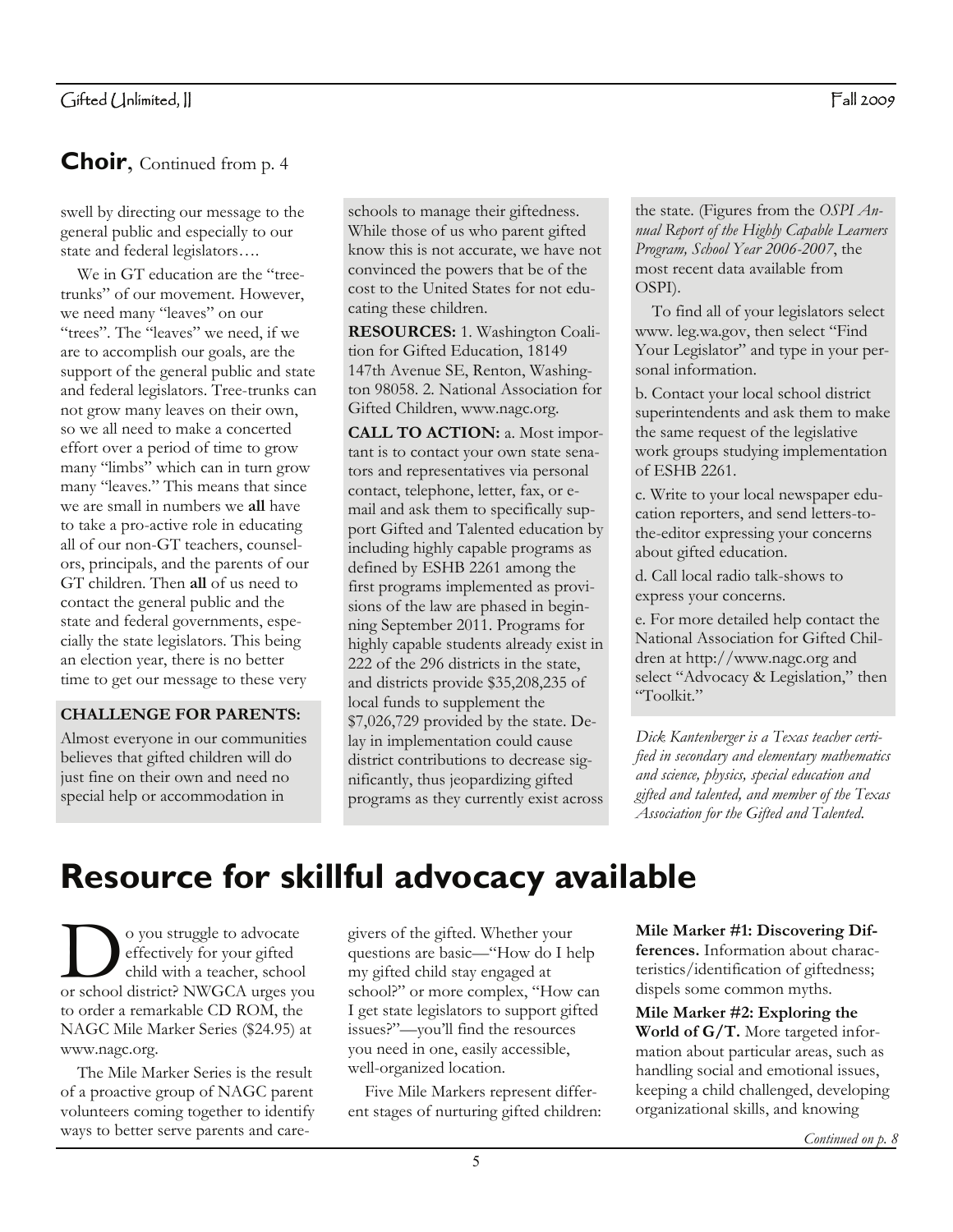## **Choir**, Continued from p. 4

swell by directing our message to the general public and especially to our state and federal legislators….

We in GT education are the "tree-trunks" of our movement. However, we need many "leaves" on our "trees". The "leaves" we need, if we are to accomplish our goals, are the support of the general public and state and federal legislators. Tree-trunks can not grow many leaves on their own, so we all need to make a concerted effort over a period of time to grow many "limbs" which can in turn grow many "leaves." This means that since we are small in numbers we **all** have to take a pro-active role in educating all of our non-GT teachers, counselors, principals, and the parents of our GT children. Then **all** of us need to contact the general public and the state and federal governments, especially the state legislators. This being an election year, there is no better time to get our message to these very

**CHALLENGE FOR PARENTS:**

Almost everyone in our communities believes that gifted children will do just fine on their own and need no special help or accommodation in schools to manage their giftedness. While those of us who parent gifted know this is not accurate, we have not convinced the powers that be of the cost to the United States for not educating these children.

**RESOURCES:** 1. Washington Coalition for Gifted Education, 18149 147th Avenue SE, Renton, Washington 98058. 2. National Association for Gifted Children, www.nagc.org.

**CALL TO ACTION:** a. Most important is to contact your own state senators and representatives via personal contact, telephone, letter, fax, or e-mail and ask them to specifically support Gifted and Talented education by including highly capable programs as defined by ESHB 2261 among the first programs implemented as provisions of the law are phased in beginning September 2011. Programs for highly capable students already exist in 222 of the 296 districts in the state, and districts provide $35,208,235 of local funds to supplement the $7,026,729 provided by the state. Delay in implementation could cause district contributions to decrease significantly, thus jeopardizing gifted programs as they currently exist across the state. (Figures from the *OSPI Annual Report of the Highly Capable Learners Program, School Year 2006-2007*, the most recent data available from OSPI).

To find all of your legislators select www. leg.wa.gov, then select "Find Your Legislator" and type in your personal information.

b. Contact your local school district superintendents and ask them to make the same request of the legislative work groups studying implementation of ESHB 2261.

c. Write to your local newspaper education reporters, and send letters-to-the-editor expressing your concerns about gifted education.

d. Call local radio talk-shows to express your concerns.

e. For more detailed help contact the National Association for Gifted Children at http://www.nagc.org and select "Advocacy & Legislation," then "Toolkit."

*Dick Kantenberger is a Texas teacher certified in secondary and elementary mathematics and science, physics, special education and gifted and talented, and member of the Texas Association for the Gifted and Talented.*

# Resource for skillful advocacy available

Do you struggle to advocate effectively for your gifted child with a teacher, school or school district? NWGCA urges you to order a remarkable CD ROM, the NAGC Mile Marker Series ($24.95) at www.nagc.org.

The Mile Marker Series is the result of a proactive group of NAGC parent volunteers coming together to identify ways to better serve parents and caregivers of the gifted. Whether your questions are basic—"How do I help my gifted child stay engaged at school?" or more complex, "How can I get state legislators to support gifted issues?"—you'll find the resources you need in one, easily accessible, well-organized location.

Five Mile Markers represent different stages of nurturing gifted children:

**Mile Marker #1: Discovering Differences.** Information about characteristics/identification of giftedness; dispels some common myths.

**Mile Marker #2: Exploring the World of G/T.** More targeted information about particular areas, such as handling social and emotional issues, keeping a child challenged, developing organizational skills, and knowing

*Continued on p. 8*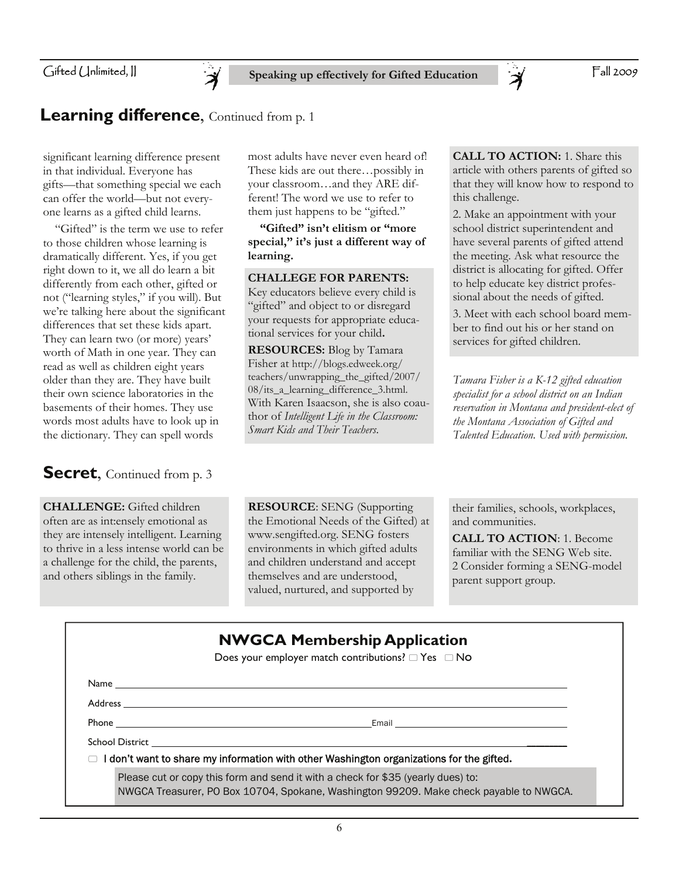## Learning difference, Continued from p. 1

significant learning difference present in that individual. Everyone has gifts—that something special we each can offer the world—but not everyone learns as a gifted child learns.

"Gifted" is the term we use to refer to those children whose learning is dramatically different. Yes, if you get right down to it, we all do learn a bit differently from each other, gifted or not ("learning styles," if you will). But we're talking here about the significant differences that set these kids apart. They can learn two (or more) years' worth of Math in one year. They can read as well as children eight years older than they are. They have built their own science laboratories in the basements of their homes. They use words most adults have to look up in the dictionary. They can spell words most adults have never even heard of! These kids are out there…possibly in your classroom…and they ARE different! The word we use to refer to them just happens to be "gifted."

**"Gifted" isn't elitism or "more special," it's just a different way of learning.**

**CHALLEGE FOR PARENTS:** Key educators believe every child is "gifted" and object to or disregard your requests for appropriate educational services for your child.

**RESOURCES:** Blog by Tamara Fisher at http://blogs.edweek.org/teachers/unwrapping_the_gifted/2007/08/its_a_learning_difference_3.html. With Karen Isaacson, she is also coauthor of *Intelligent Life in the Classroom: Smart Kids and Their Teachers.*

**CALL TO ACTION:** 1. Share this article with others parents of gifted so that they will know how to respond to this challenge.

2. Make an appointment with your school district superintendent and have several parents of gifted attend the meeting. Ask what resource the district is allocating for gifted. Offer to help educate key district professional about the needs of gifted.

3. Meet with each school board member to find out his or her stand on services for gifted children.

*Tamara Fisher is a K-12 gifted education specialist for a school district on an Indian reservation in Montana and president-elect of the Montana Association of Gifted and Talented Education. Used with permission.*

## Secret, Continued from p. 3

**CHALLENGE:** Gifted children often are as int:ensely emotional as they are intensely intelligent. Learning to thrive in a less intense world can be a challenge for the child, the parents, and others siblings in the family.

**RESOURCE**: SENG (Supporting the Emotional Needs of the Gifted) at www.sengifted.org. SENG fosters environments in which gifted adults and children understand and accept themselves and are understood, valued, nurtured, and supported by their families, schools, workplaces, and communities.

**CALL TO ACTION**: 1. Become familiar with the SENG Web site.
2 Consider forming a SENG-model parent support group.

## NWGCA Membership Application

Does your employer match contributions? □ Yes □ No

Name ______________________________

Address ______________________________

Phone ______________________ Email ______________________

School District ______________________________

□ I don't want to share my information with other Washington organizations for the gifted.

Please cut or copy this form and send it with a check for $35 (yearly dues) to:
NWGCA Treasurer, PO Box 10704, Spokane, Washington 99209. Make check payable to NWGCA.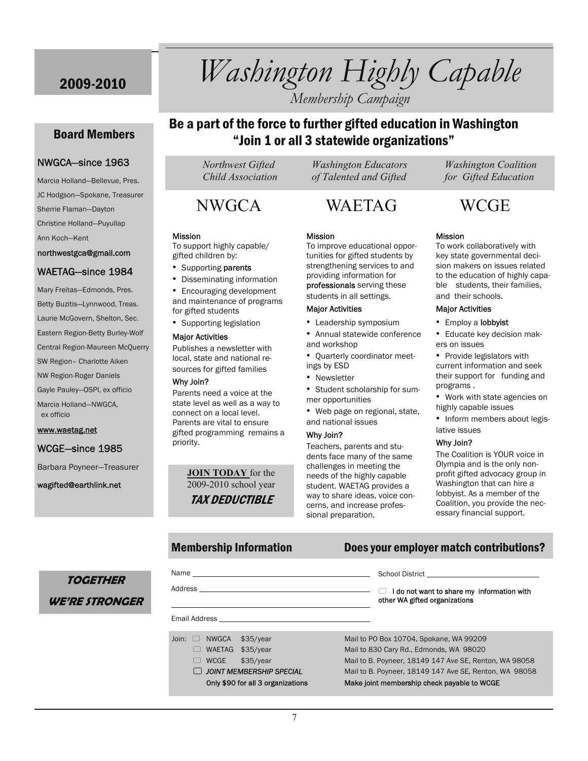## 2009-2010

# *Washington Highly Capable*

*Membership Campaign*

### Board Members

**NWGCA—since 1963**

Marcia Holland—Bellevue, Pres.
JC Hodgson—Spokane, Treasurer
Sherrie Flaman—Dayton
Christine Holland—Puyullap
Ann Koch—Kent

**northwestgca@gmail.com**

**WAETAG—since 1984**

Mary Freitas—Edmonds, Pres.
Betty Buzitis—Lynnwood, Treas.
Laurie McGovern, Shelton, Sec.
Eastern Region-Betty Burley-Wolf
Central Region-Maureen McQuerry
SW Region– Charlotte Aiken
NW Region-Roger Daniels
Gayle Pauley—OSPI, ex officio
Marcia Holland—NWGCA, ex officio

**www.waetag.net**

**WCGE—since 1985**

Barbara Poyneer—Treasurer

**wagifted@earthlink.net**

## Be a part of the force to further gifted education in Washington "Join 1 or all 3 statewide organizations"

### NWGCA

*Northwest Gifted Child Association*

**Mission**

To support highly capable/ gifted children by:

- Supporting **parents**
- Disseminating information
- Encouraging development and maintenance of programs for gifted students
- Supporting legislation

**Major Activities**

Publishes a newsletter with local, state and national resources for gifted families

**Why Join?**

Parents need a voice at the state level as well as a way to connect on a local level. Parents are vital to ensure gifted programming remains a priority.

**JOIN TODAY** for the 2009-2010 school year

***TAX DEDUCTIBLE***

### WAETAG

*Washington Educators of Talented and Gifted*

**Mission**

To improve educational opportunities for gifted students by strengthening services to and providing information for **professionals** serving these students in all settings.

**Major Activities**

- Leadership symposium
- Annual statewide conference and workshop
- Quarterly coordinator meetings by ESD
- Newsletter
- Student scholarship for summer opportunities
- Web page on regional, state, and national issues

**Why Join?**

Teachers, parents and students face many of the same challenges in meeting the needs of the highly capable student. WAETAG provides a way to share ideas, voice concerns, and increase professional preparation.

### WCGE

*Washington Coalition for Gifted Education*

**Mission**

To work collaboratively with key state governmental decision makers on issues related to the education of highly capable students, their families, and their schools.

**Major Activities**

- Employ a **lobbyist**
- Educate key decision makers on issues
- Provide legislators with current information and seek their support for funding and programs .
- Work with state agencies on highly capable issues
- Inform members about legislative issues

**Why Join?**

The Coalition is YOUR voice in Olympia and is the only nonprofit gifted advocacy group in Washington that can hire a lobbyist. As a member of the Coalition, you provide the necessary financial support.

***TOGETHER WE'RE STRONGER***

### Membership Information

### Does your employer match contributions?

Name ______________________

Address ______________________

Email Address ______________________

School District ______________________

☐ **I do not want to share my information with other WA gifted organizations**

| Join: | | |
|---|---|---|
| ☐ NWGCA | $35/year | Mail to PO Box 10704, Spokane, WA 99209 |
| ☐ WAETAG | $35/year | Mail to 830 Cary Rd., Edmonds, WA 98020 |
| ☐ WCGE | $35/year | Mail to B. Poyneer, 18149 147 Ave SE, Renton, WA 98058 |
| ☐ ***JOINT MEMBERSHIP SPECIAL*** | | Mail to B. Poyneer, 18149 147 Ave SE, Renton, WA 98058 |
| **Only $90 for all 3 organizations** | | **Make joint membership check payable to WCGE** |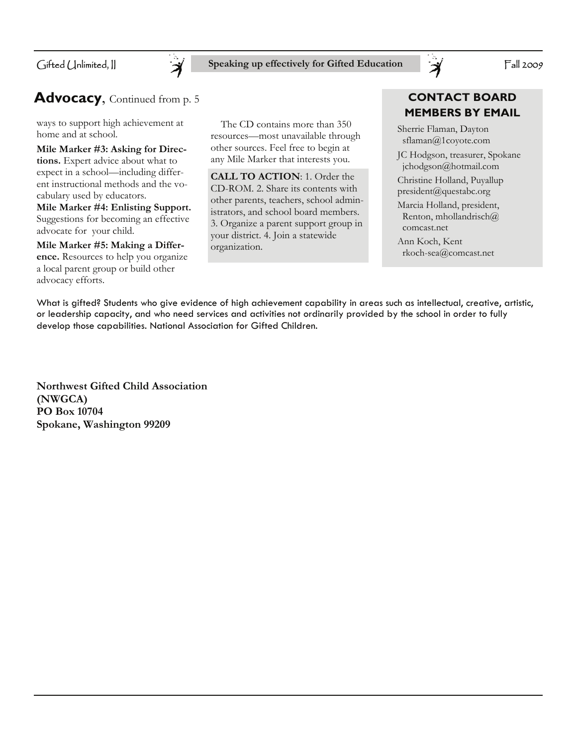## **Advocacy**, Continued from p. 5

ways to support high achievement at home and at school.

**Mile Marker #3: Asking for Directions.** Expert advice about what to expect in a school—including different instructional methods and the vocabulary used by educators.

**Mile Marker #4: Enlisting Support.** Suggestions for becoming an effective advocate for your child.

**Mile Marker #5: Making a Difference.** Resources to help you organize a local parent group or build other advocacy efforts.

The CD contains more than 350 resources—most unavailable through other sources. Feel free to begin at any Mile Marker that interests you.

**CALL TO ACTION**: 1. Order the CD-ROM. 2. Share its contents with other parents, teachers, school administrators, and school board members. 3. Organize a parent support group in your district. 4. Join a statewide organization.

### CONTACT BOARD MEMBERS BY EMAIL

Sherrie Flaman, Dayton
sflaman@1coyote.com

JC Hodgson, treasurer, Spokane
jchodgson@hotmail.com

Christine Holland, Puyallup
president@questabc.org

Marcia Holland, president, Renton, mhollandrisch@comcast.net

Ann Koch, Kent
rkoch-sea@comcast.net

What is gifted? Students who give evidence of high achievement capability in areas such as intellectual, creative, artistic, or leadership capacity, and who need services and activities not ordinarily provided by the school in order to fully develop those capabilities. National Association for Gifted Children.

**Northwest Gifted Child Association (NWGCA)**
**PO Box 10704**
**Spokane, Washington 99209**